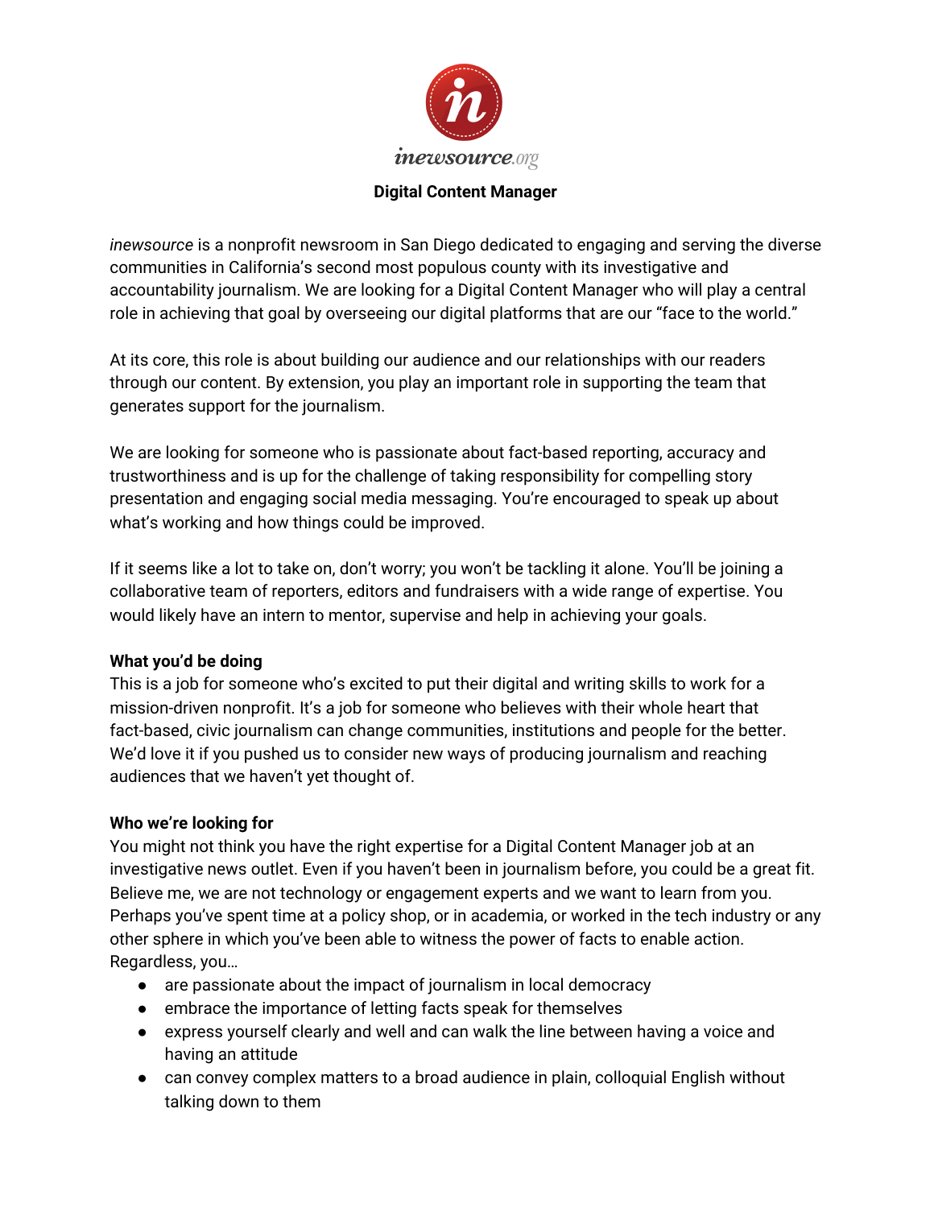*inewsource*.org

# Digital Content Manager

*inewsource* is a nonprofit newsroom in San Diego dedicated to engaging and serving the diverse communities in California's second most populous county with its investigative and accountability journalism. We are looking for a Digital Content Manager who will play a central role in achieving that goal by overseeing our digital platforms that are our "face to the world."

At its core, this role is about building our audience and our relationships with our readers through our content. By extension, you play an important role in supporting the team that generates support for the journalism.

We are looking for someone who is passionate about fact-based reporting, accuracy and trustworthiness and is up for the challenge of taking responsibility for compelling story presentation and engaging social media messaging. You're encouraged to speak up about what's working and how things could be improved.

If it seems like a lot to take on, don't worry; you won't be tackling it alone. You'll be joining a collaborative team of reporters, editors and fundraisers with a wide range of expertise. You would likely have an intern to mentor, supervise and help in achieving your goals.

**What you'd be doing**

This is a job for someone who's excited to put their digital and writing skills to work for a mission-driven nonprofit. It's a job for someone who believes with their whole heart that fact-based, civic journalism can change communities, institutions and people for the better. We'd love it if you pushed us to consider new ways of producing journalism and reaching audiences that we haven't yet thought of.

**Who we're looking for**

You might not think you have the right expertise for a Digital Content Manager job at an investigative news outlet. Even if you haven't been in journalism before, you could be a great fit. Believe me, we are not technology or engagement experts and we want to learn from you. Perhaps you've spent time at a policy shop, or in academia, or worked in the tech industry or any other sphere in which you've been able to witness the power of facts to enable action. Regardless, you…

- are passionate about the impact of journalism in local democracy
- embrace the importance of letting facts speak for themselves
- express yourself clearly and well and can walk the line between having a voice and having an attitude
- can convey complex matters to a broad audience in plain, colloquial English without talking down to them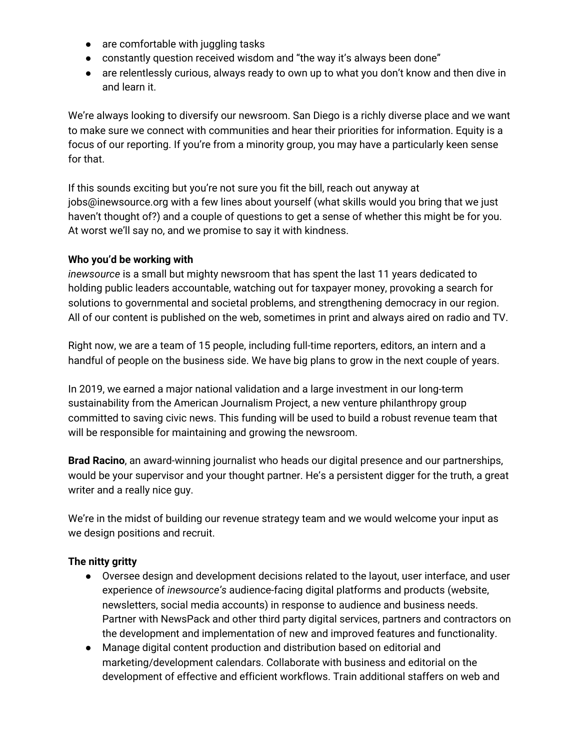- are comfortable with juggling tasks
- constantly question received wisdom and "the way it's always been done"
- are relentlessly curious, always ready to own up to what you don't know and then dive in and learn it.

We're always looking to diversify our newsroom. San Diego is a richly diverse place and we want to make sure we connect with communities and hear their priorities for information. Equity is a focus of our reporting. If you're from a minority group, you may have a particularly keen sense for that.

If this sounds exciting but you're not sure you fit the bill, reach out anyway at jobs@inewsource.org with a few lines about yourself (what skills would you bring that we just haven't thought of?) and a couple of questions to get a sense of whether this might be for you. At worst we'll say no, and we promise to say it with kindness.

**Who you'd be working with**

*inewsource* is a small but mighty newsroom that has spent the last 11 years dedicated to holding public leaders accountable, watching out for taxpayer money, provoking a search for solutions to governmental and societal problems, and strengthening democracy in our region. All of our content is published on the web, sometimes in print and always aired on radio and TV.

Right now, we are a team of 15 people, including full-time reporters, editors, an intern and a handful of people on the business side. We have big plans to grow in the next couple of years.

In 2019, we earned a major national validation and a large investment in our long-term sustainability from the American Journalism Project, a new venture philanthropy group committed to saving civic news. This funding will be used to build a robust revenue team that will be responsible for maintaining and growing the newsroom.

**Brad Racino**, an award-winning journalist who heads our digital presence and our partnerships, would be your supervisor and your thought partner. He's a persistent digger for the truth, a great writer and a really nice guy.

We're in the midst of building our revenue strategy team and we would welcome your input as we design positions and recruit.

**The nitty gritty**

- Oversee design and development decisions related to the layout, user interface, and user experience of *inewsource's* audience-facing digital platforms and products (website, newsletters, social media accounts) in response to audience and business needs. Partner with NewsPack and other third party digital services, partners and contractors on the development and implementation of new and improved features and functionality.
- Manage digital content production and distribution based on editorial and marketing/development calendars. Collaborate with business and editorial on the development of effective and efficient workflows. Train additional staffers on web and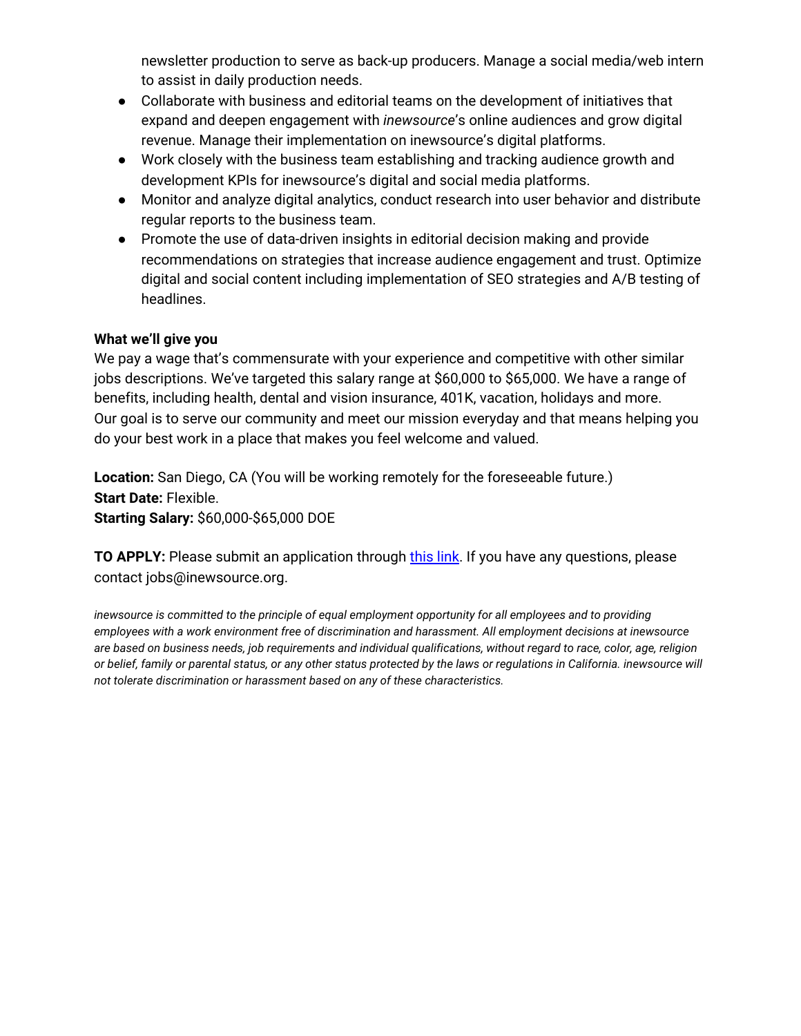newsletter production to serve as back-up producers. Manage a social media/web intern to assist in daily production needs.

- Collaborate with business and editorial teams on the development of initiatives that expand and deepen engagement with *inewsource*'s online audiences and grow digital revenue. Manage their implementation on inewsource's digital platforms.
- Work closely with the business team establishing and tracking audience growth and development KPIs for inewsource's digital and social media platforms.
- Monitor and analyze digital analytics, conduct research into user behavior and distribute regular reports to the business team.
- Promote the use of data-driven insights in editorial decision making and provide recommendations on strategies that increase audience engagement and trust. Optimize digital and social content including implementation of SEO strategies and A/B testing of headlines.

**What we'll give you**

We pay a wage that's commensurate with your experience and competitive with other similar jobs descriptions. We've targeted this salary range at $60,000 to $65,000. We have a range of benefits, including health, dental and vision insurance, 401K, vacation, holidays and more. Our goal is to serve our community and meet our mission everyday and that means helping you do your best work in a place that makes you feel welcome and valued.

**Location:** San Diego, CA (You will be working remotely for the foreseeable future.)
**Start Date:** Flexible.
**Starting Salary:** $60,000-$65,000 DOE

**TO APPLY:** Please submit an application through this link. If you have any questions, please contact jobs@inewsource.org.

*inewsource is committed to the principle of equal employment opportunity for all employees and to providing employees with a work environment free of discrimination and harassment. All employment decisions at inewsource are based on business needs, job requirements and individual qualifications, without regard to race, color, age, religion or belief, family or parental status, or any other status protected by the laws or regulations in California. inewsource will not tolerate discrimination or harassment based on any of these characteristics.*